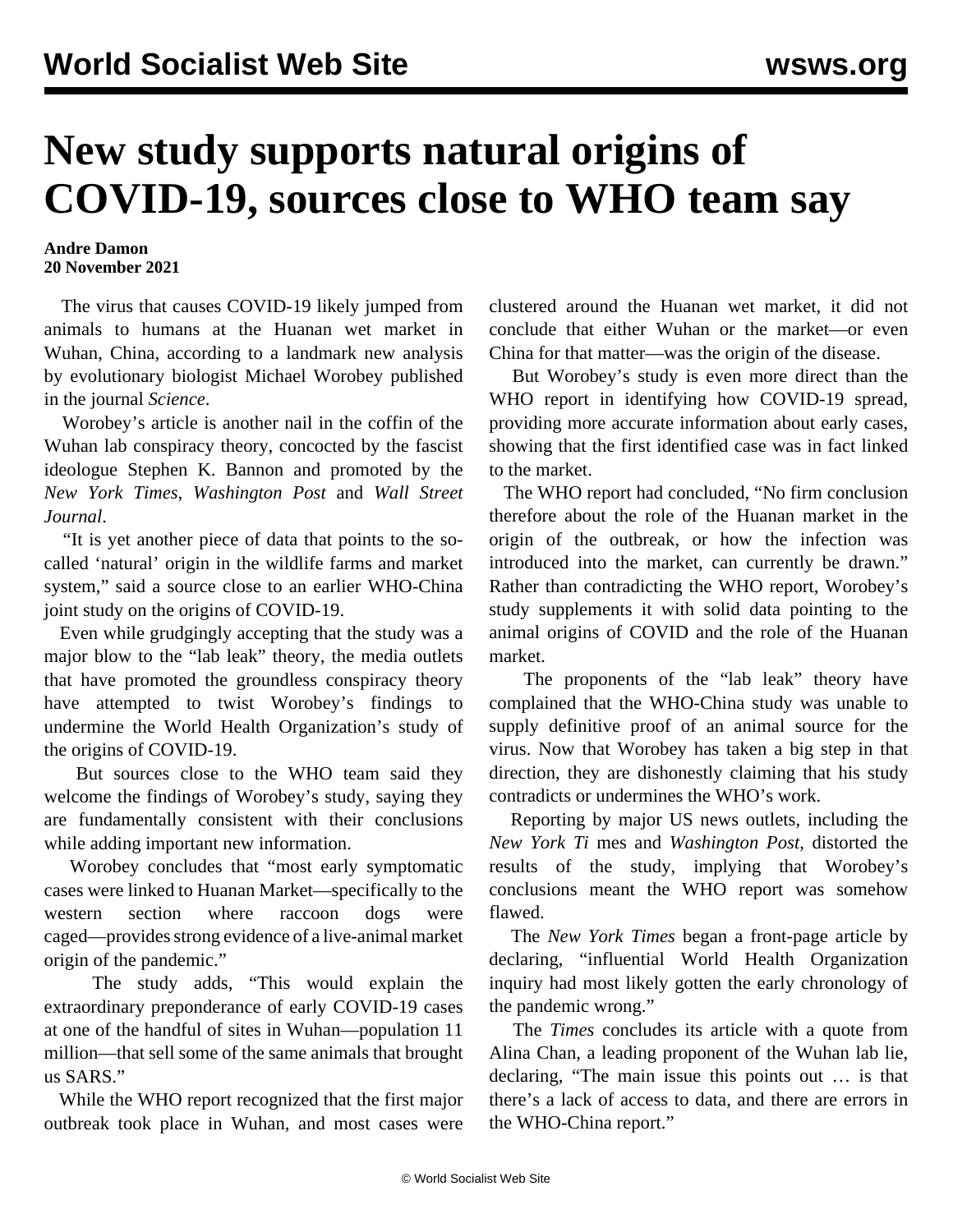# New study supports natural origins of COVID-19, sources close to WHO team say

**Andre Damon**
**20 November 2021**

The virus that causes COVID-19 likely jumped from animals to humans at the Huanan wet market in Wuhan, China, according to a landmark new analysis by evolutionary biologist Michael Worobey published in the journal *Science*.

Worobey's article is another nail in the coffin of the Wuhan lab conspiracy theory, concocted by the fascist ideologue Stephen K. Bannon and promoted by the *New York Times*, *Washington Post* and *Wall Street Journal*.

"It is yet another piece of data that points to the so-called 'natural' origin in the wildlife farms and market system," said a source close to an earlier WHO-China joint study on the origins of COVID-19.

Even while grudgingly accepting that the study was a major blow to the "lab leak" theory, the media outlets that have promoted the groundless conspiracy theory have attempted to twist Worobey's findings to undermine the World Health Organization's study of the origins of COVID-19.

But sources close to the WHO team said they welcome the findings of Worobey's study, saying they are fundamentally consistent with their conclusions while adding important new information.

Worobey concludes that "most early symptomatic cases were linked to Huanan Market—specifically to the western section where raccoon dogs were caged—provides strong evidence of a live-animal market origin of the pandemic."

The study adds, "This would explain the extraordinary preponderance of early COVID-19 cases at one of the handful of sites in Wuhan—population 11 million—that sell some of the same animals that brought us SARS."

While the WHO report recognized that the first major outbreak took place in Wuhan, and most cases were clustered around the Huanan wet market, it did not conclude that either Wuhan or the market—or even China for that matter—was the origin of the disease.

But Worobey's study is even more direct than the WHO report in identifying how COVID-19 spread, providing more accurate information about early cases, showing that the first identified case was in fact linked to the market.

The WHO report had concluded, "No firm conclusion therefore about the role of the Huanan market in the origin of the outbreak, or how the infection was introduced into the market, can currently be drawn." Rather than contradicting the WHO report, Worobey's study supplements it with solid data pointing to the animal origins of COVID and the role of the Huanan market.

The proponents of the "lab leak" theory have complained that the WHO-China study was unable to supply definitive proof of an animal source for the virus. Now that Worobey has taken a big step in that direction, they are dishonestly claiming that his study contradicts or undermines the WHO's work.

Reporting by major US news outlets, including the *New York Ti* mes and *Washington Post*, distorted the results of the study, implying that Worobey's conclusions meant the WHO report was somehow flawed.

The *New York Times* began a front-page article by declaring, "influential World Health Organization inquiry had most likely gotten the early chronology of the pandemic wrong."

The *Times* concludes its article with a quote from Alina Chan, a leading proponent of the Wuhan lab lie, declaring, "The main issue this points out … is that there's a lack of access to data, and there are errors in the WHO-China report."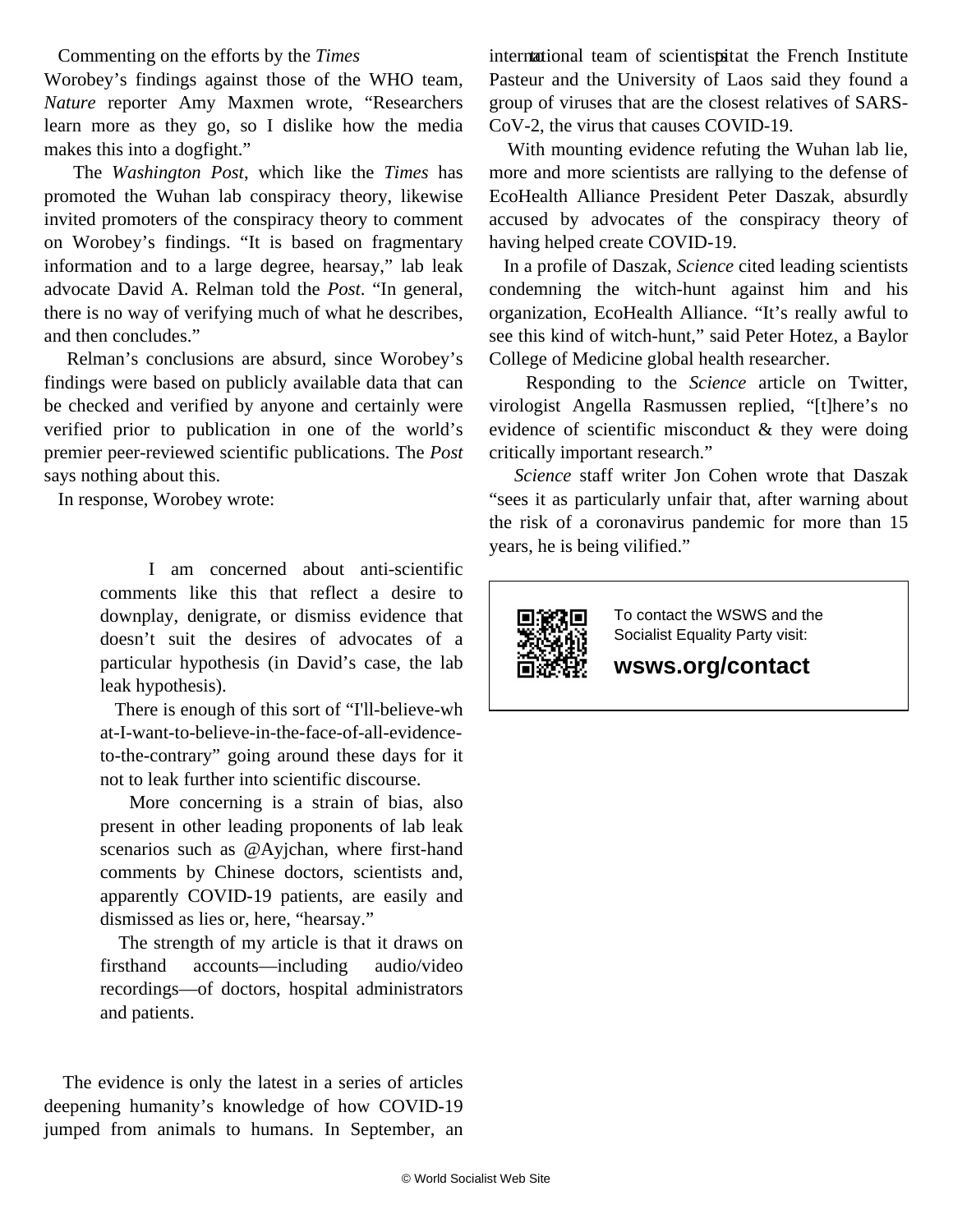Commenting on the efforts by the *Times* Worobey's findings against those of the WHO team, *Nature* reporter Amy Maxmen wrote, "Researchers learn more as they go, so I dislike how the media makes this into a dogfight."

The *Washington Post*, which like the *Times* has promoted the Wuhan lab conspiracy theory, likewise invited promoters of the conspiracy theory to comment on Worobey's findings. "It is based on fragmentary information and to a large degree, hearsay," lab leak advocate David A. Relman told the *Post*. "In general, there is no way of verifying much of what he describes, and then concludes."

Relman's conclusions are absurd, since Worobey's findings were based on publicly available data that can be checked and verified by anyone and certainly were verified prior to publication in one of the world's premier peer-reviewed scientific publications. The *Post* says nothing about this.

In response, Worobey wrote:

> I am concerned about anti-scientific comments like this that reflect a desire to downplay, denigrate, or dismiss evidence that doesn't suit the desires of advocates of a particular hypothesis (in David's case, the lab leak hypothesis).
>
> There is enough of this sort of "I'll-believe-what-I-want-to-believe-in-the-face-of-all-evidence-to-the-contrary" going around these days for it not to leak further into scientific discourse.
>
> More concerning is a strain of bias, also present in other leading proponents of lab leak scenarios such as @Ayjchan, where first-hand comments by Chinese doctors, scientists and, apparently COVID-19 patients, are easily and dismissed as lies or, here, "hearsay."
>
> The strength of my article is that it draws on firsthand accounts—including audio/video recordings—of doctors, hospital administrators and patients.

The evidence is only the latest in a series of articles deepening humanity's knowledge of how COVID-19 jumped from animals to humans. In September, an international team of scientists at the French Institute Pasteur and the University of Laos said they found a group of viruses that are the closest relatives of SARS-CoV-2, the virus that causes COVID-19.

With mounting evidence refuting the Wuhan lab lie, more and more scientists are rallying to the defense of EcoHealth Alliance President Peter Daszak, absurdly accused by advocates of the conspiracy theory of having helped create COVID-19.

In a profile of Daszak, *Science* cited leading scientists condemning the witch-hunt against him and his organization, EcoHealth Alliance. "It's really awful to see this kind of witch-hunt," said Peter Hotez, a Baylor College of Medicine global health researcher.

Responding to the *Science* article on Twitter, virologist Angella Rasmussen replied, "[t]here's no evidence of scientific misconduct & they were doing critically important research."

*Science* staff writer Jon Cohen wrote that Daszak "sees it as particularly unfair that, after warning about the risk of a coronavirus pandemic for more than 15 years, he is being vilified."

To contact the WSWS and the Socialist Equality Party visit:

**wsws.org/contact**